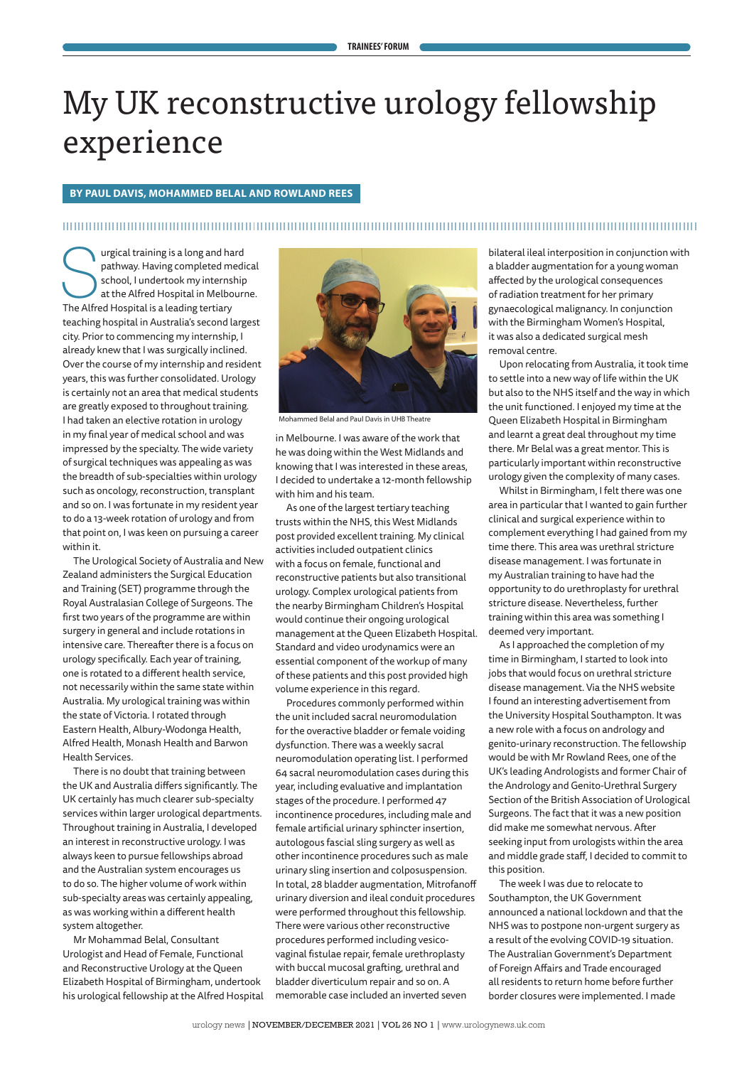# My UK reconstructive urology fellowship experience

**BY PAUL DAVIS, MOHAMMED BELAL AND ROWLAND REES**

Surgical training is a long and hard pathway. Having completed medical school, I undertook my internship at the Alfred Hospital in Melbourne. The Alfred Hospital is a leading tertiary teaching hospital in Australia's second largest city. Prior to commencing my internship, I already knew that I was surgically inclined. Over the course of my internship and resident years, this was further consolidated. Urology is certainly not an area that medical students are greatly exposed to throughout training. I had taken an elective rotation in urology in my final year of medical school and was impressed by the specialty. The wide variety of surgical techniques was appealing as was the breadth of sub-specialties within urology such as oncology, reconstruction, transplant and so on. I was fortunate in my resident year to do a 13-week rotation of urology and from that point on, I was keen on pursuing a career within it.

The Urological Society of Australia and New Zealand administers the Surgical Education and Training (SET) programme through the Royal Australasian College of Surgeons. The first two years of the programme are within surgery in general and include rotations in intensive care. Thereafter there is a focus on urology specifically. Each year of training, one is rotated to a different health service, not necessarily within the same state within Australia. My urological training was within the state of Victoria. I rotated through Eastern Health, Albury-Wodonga Health, Alfred Health, Monash Health and Barwon Health Services.

There is no doubt that training between the UK and Australia differs significantly. The UK certainly has much clearer sub-specialty services within larger urological departments. Throughout training in Australia, I developed an interest in reconstructive urology. I was always keen to pursue fellowships abroad and the Australian system encourages us to do so. The higher volume of work within sub-specialty areas was certainly appealing, as was working within a different health system altogether.

Mr Mohammad Belal, Consultant Urologist and Head of Female, Functional and Reconstructive Urology at the Queen Elizabeth Hospital of Birmingham, undertook his urological fellowship at the Alfred Hospital in Melbourne. I was aware of the work that he was doing within the West Midlands and knowing that I was interested in these areas, I decided to undertake a 12-month fellowship with him and his team.

Mohammed Belal and Paul Davis in UHB Theatre

As one of the largest tertiary teaching trusts within the NHS, this West Midlands post provided excellent training. My clinical activities included outpatient clinics with a focus on female, functional and reconstructive patients but also transitional urology. Complex urological patients from the nearby Birmingham Children's Hospital would continue their ongoing urological management at the Queen Elizabeth Hospital. Standard and video urodynamics were an essential component of the workup of many of these patients and this post provided high volume experience in this regard.

Procedures commonly performed within the unit included sacral neuromodulation for the overactive bladder or female voiding dysfunction. There was a weekly sacral neuromodulation operating list. I performed 64 sacral neuromodulation cases during this year, including evaluative and implantation stages of the procedure. I performed 47 incontinence procedures, including male and female artificial urinary sphincter insertion, autologous fascial sling surgery as well as other incontinence procedures such as male urinary sling insertion and colposuspension. In total, 28 bladder augmentation, Mitrofanoff urinary diversion and ileal conduit procedures were performed throughout this fellowship. There were various other reconstructive procedures performed including vesico-vaginal fistulae repair, female urethroplasty with buccal mucosal grafting, urethral and bladder diverticulum repair and so on. A memorable case included an inverted seven bilateral ileal interposition in conjunction with a bladder augmentation for a young woman affected by the urological consequences of radiation treatment for her primary gynaecological malignancy. In conjunction with the Birmingham Women's Hospital, it was also a dedicated surgical mesh removal centre.

Upon relocating from Australia, it took time to settle into a new way of life within the UK but also to the NHS itself and the way in which the unit functioned. I enjoyed my time at the Queen Elizabeth Hospital in Birmingham and learnt a great deal throughout my time there. Mr Belal was a great mentor. This is particularly important within reconstructive urology given the complexity of many cases.

Whilst in Birmingham, I felt there was one area in particular that I wanted to gain further clinical and surgical experience within to complement everything I had gained from my time there. This area was urethral stricture disease management. I was fortunate in my Australian training to have had the opportunity to do urethroplasty for urethral stricture disease. Nevertheless, further training within this area was something I deemed very important.

As I approached the completion of my time in Birmingham, I started to look into jobs that would focus on urethral stricture disease management. Via the NHS website I found an interesting advertisement from the University Hospital Southampton. It was a new role with a focus on andrology and genito-urinary reconstruction. The fellowship would be with Mr Rowland Rees, one of the UK's leading Andrologists and former Chair of the Andrology and Genito-Urethral Surgery Section of the British Association of Urological Surgeons. The fact that it was a new position did make me somewhat nervous. After seeking input from urologists within the area and middle grade staff, I decided to commit to this position.

The week I was due to relocate to Southampton, the UK Government announced a national lockdown and that the NHS was to postpone non-urgent surgery as a result of the evolving COVID-19 situation. The Australian Government's Department of Foreign Affairs and Trade encouraged all residents to return home before further border closures were implemented. I made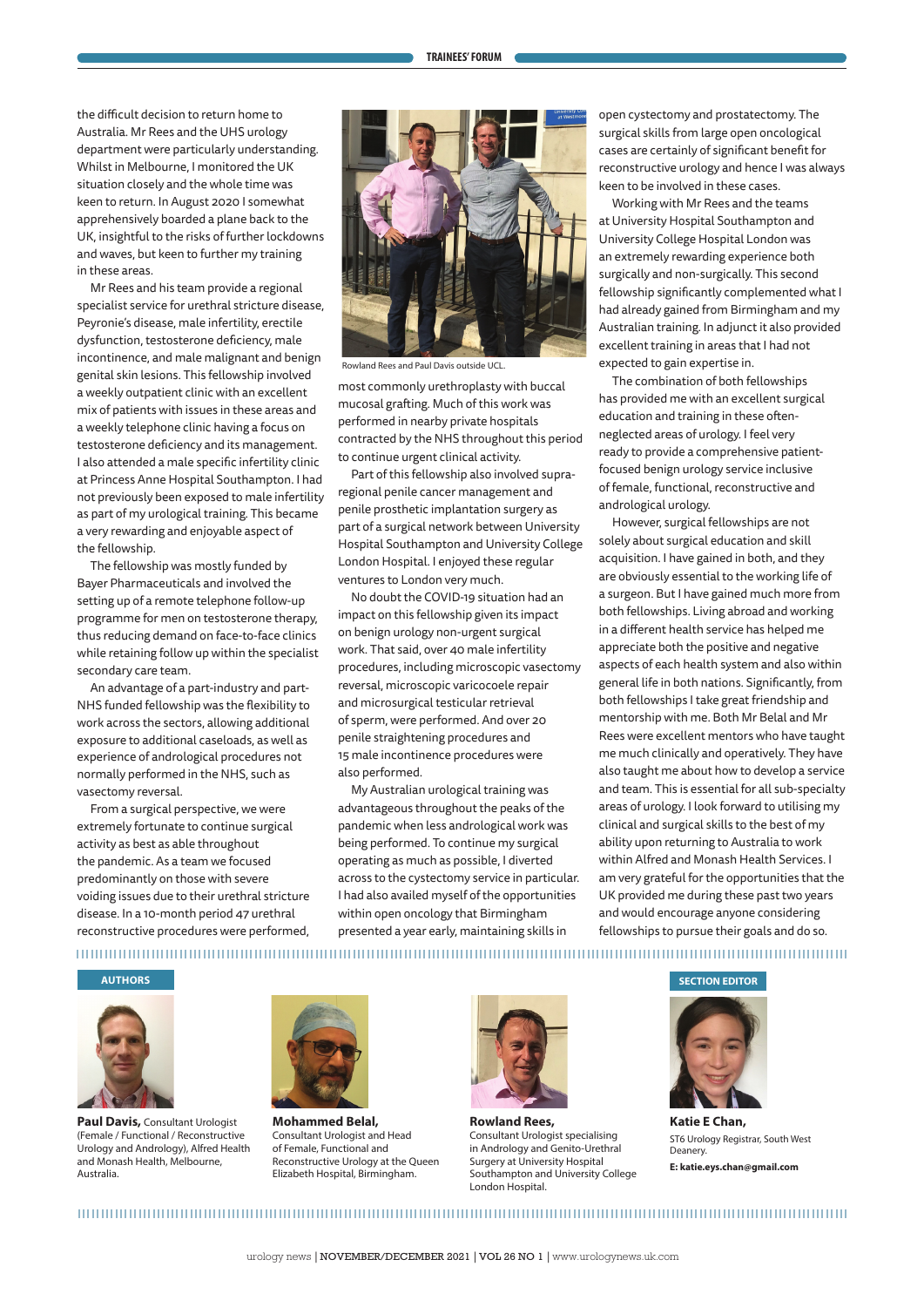the difficult decision to return home to Australia. Mr Rees and the UHS urology department were particularly understanding. Whilst in Melbourne, I monitored the UK situation closely and the whole time was keen to return. In August 2020 I somewhat apprehensively boarded a plane back to the UK, insightful to the risks of further lockdowns and waves, but keen to further my training in these areas.

Mr Rees and his team provide a regional specialist service for urethral stricture disease, Peyronie's disease, male infertility, erectile dysfunction, testosterone deficiency, male incontinence, and male malignant and benign genital skin lesions. This fellowship involved a weekly outpatient clinic with an excellent mix of patients with issues in these areas and a weekly telephone clinic having a focus on testosterone deficiency and its management. I also attended a male specific infertility clinic at Princess Anne Hospital Southampton. I had not previously been exposed to male infertility as part of my urological training. This became a very rewarding and enjoyable aspect of the fellowship.

The fellowship was mostly funded by Bayer Pharmaceuticals and involved the setting up of a remote telephone follow-up programme for men on testosterone therapy, thus reducing demand on face-to-face clinics while retaining follow up within the specialist secondary care team.

An advantage of a part-industry and part-NHS funded fellowship was the flexibility to work across the sectors, allowing additional exposure to additional caseloads, as well as experience of andrological procedures not normally performed in the NHS, such as vasectomy reversal.

From a surgical perspective, we were extremely fortunate to continue surgical activity as best as able throughout the pandemic. As a team we focused predominantly on those with severe voiding issues due to their urethral stricture disease. In a 10-month period 47 urethral reconstructive procedures were performed,

Rowland Rees and Paul Davis outside UCL.

most commonly urethroplasty with buccal mucosal grafting. Much of this work was performed in nearby private hospitals contracted by the NHS throughout this period to continue urgent clinical activity.

Part of this fellowship also involved supra-regional penile cancer management and penile prosthetic implantation surgery as part of a surgical network between University Hospital Southampton and University College London Hospital. I enjoyed these regular ventures to London very much.

No doubt the COVID-19 situation had an impact on this fellowship given its impact on benign urology non-urgent surgical work. That said, over 40 male infertility procedures, including microscopic vasectomy reversal, microscopic varicocoele repair and microsurgical testicular retrieval of sperm, were performed. And over 20 penile straightening procedures and 15 male incontinence procedures were also performed.

My Australian urological training was advantageous throughout the peaks of the pandemic when less andrological work was being performed. To continue my surgical operating as much as possible, I diverted across to the cystectomy service in particular. I had also availed myself of the opportunities within open oncology that Birmingham presented a year early, maintaining skills in open cystectomy and prostatectomy. The surgical skills from large open oncological cases are certainly of significant benefit for reconstructive urology and hence I was always keen to be involved in these cases.

Working with Mr Rees and the teams at University Hospital Southampton and University College Hospital London was an extremely rewarding experience both surgically and non-surgically. This second fellowship significantly complemented what I had already gained from Birmingham and my Australian training. In adjunct it also provided excellent training in areas that I had not expected to gain expertise in.

The combination of both fellowships has provided me with an excellent surgical education and training in these often-neglected areas of urology. I feel very ready to provide a comprehensive patient-focused benign urology service inclusive of female, functional, reconstructive and andrological urology.

However, surgical fellowships are not solely about surgical education and skill acquisition. I have gained in both, and they are obviously essential to the working life of a surgeon. But I have gained much more from both fellowships. Living abroad and working in a different health service has helped me appreciate both the positive and negative aspects of each health system and also within general life in both nations. Significantly, from both fellowships I take great friendship and mentorship with me. Both Mr Belal and Mr Rees were excellent mentors who have taught me much clinically and operatively. They have also taught me about how to develop a service and team. This is essential for all sub-specialty areas of urology. I look forward to utilising my clinical and surgical skills to the best of my ability upon returning to Australia to work within Alfred and Monash Health Services. I am very grateful for the opportunities that the UK provided me during these past two years and would encourage anyone considering fellowships to pursue their goals and do so.

**AUTHORS**

**Paul Davis,** Consultant Urologist (Female / Functional / Reconstructive Urology and Andrology), Alfred Health and Monash Health, Melbourne, Australia.

**Mohammed Belal,** Consultant Urologist and Head of Female, Functional and Reconstructive Urology at the Queen Elizabeth Hospital, Birmingham.

**Rowland Rees,** Consultant Urologist specialising in Andrology and Genito-Urethral Surgery at University Hospital Southampton and University College London Hospital.

**SECTION EDITOR**

**Katie E Chan,** ST6 Urology Registrar, South West Deanery.

**E: katie.eys.chan@gmail.com**